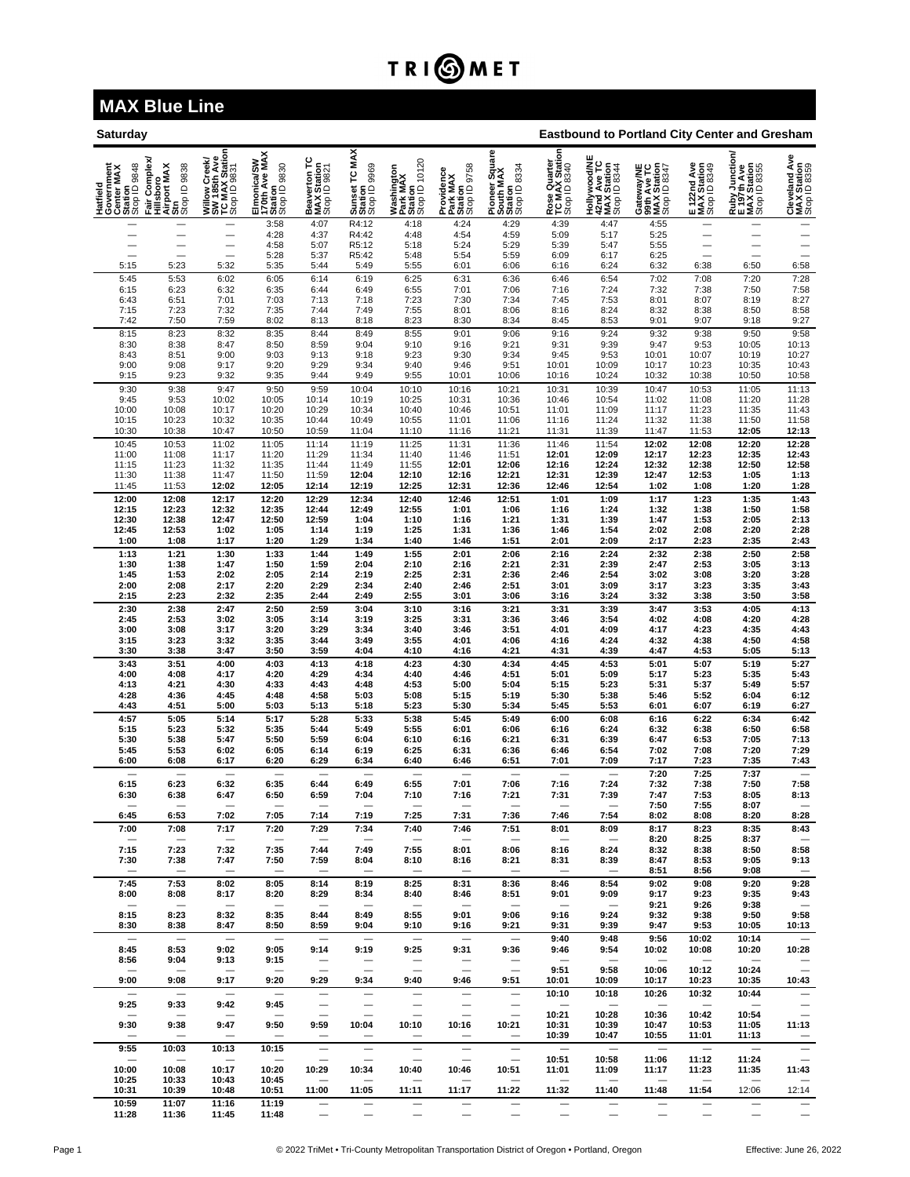# MAX Blue Line

**Saturday** — **Eastbound to Portland City Center and Gresham**

| Hatfield Government Center MAX Station Stop ID 9848 | Fair Complex/ Hillsboro Airport MAX Stn Stop ID 9838 | Willow Creek/ SW 185th Ave TC MAX Station Stop ID 9831 | Elmonica/SW 170th Ave MAX Station Stop ID 9830 | Beaverton TC MAX Station Stop ID 9821 | Sunset TC MAX Station Stop ID 9969 | Washington Park MAX Station Stop ID 10120 | Providence Park MAX Station Stop ID 9758 | Pioneer Square South MAX Station Stop ID 8334 | Rose Quarter TC MAX Station Stop ID 8340 | Hollywood/NE 42nd Ave TC MAX Station Stop ID 8344 | Gateway/NE 99th Ave TC MAX Station Stop ID 8347 | E 122nd Ave MAX Station Stop ID 8349 | Ruby Junction/ E 197th Ave MAX Station Stop ID 8355 | Cleveland Ave MAX Station Stop ID 8359 |
|---|---|---|---|---|---|---|---|---|---|---|---|---|---|---|
| — | — | — | 3:58 | 4:07 | R4:12 | 4:18 | 4:24 | 4:29 | 4:39 | 4:47 | 4:55 | — | — | — |
| — | — | — | 4:28 | 4:37 | R4:42 | 4:48 | 4:54 | 4:59 | 5:09 | 5:17 | 5:25 | — | — | — |
| — | — | — | 4:58 | 5:07 | R5:12 | 5:18 | 5:24 | 5:29 | 5:39 | 5:47 | 5:55 | — | — | — |
| — | — | — | 5:28 | 5:37 | R5:42 | 5:48 | 5:54 | 5:59 | 6:09 | 6:17 | 6:25 | — | — | — |
| 5:15 | 5:23 | 5:32 | 5:35 | 5:44 | 5:49 | 5:55 | 6:01 | 6:06 | 6:16 | 6:24 | 6:32 | 6:38 | 6:50 | 6:58 |
| 5:45 | 5:53 | 6:02 | 6:05 | 6:14 | 6:19 | 6:25 | 6:31 | 6:36 | 6:46 | 6:54 | 7:02 | 7:08 | 7:20 | 7:28 |
| 6:15 | 6:23 | 6:32 | 6:35 | 6:44 | 6:49 | 6:55 | 7:01 | 7:06 | 7:16 | 7:24 | 7:32 | 7:38 | 7:50 | 7:58 |
| 6:43 | 6:51 | 7:01 | 7:03 | 7:13 | 7:18 | 7:23 | 7:30 | 7:34 | 7:45 | 7:53 | 8:01 | 8:07 | 8:19 | 8:27 |
| 7:15 | 7:23 | 7:32 | 7:35 | 7:44 | 7:49 | 7:55 | 8:01 | 8:06 | 8:16 | 8:24 | 8:32 | 8:38 | 8:50 | 8:58 |
| 7:42 | 7:50 | 7:59 | 8:02 | 8:13 | 8:18 | 8:23 | 8:30 | 8:34 | 8:45 | 8:53 | 9:01 | 9:07 | 9:18 | 9:27 |
| 8:15 | 8:23 | 8:32 | 8:35 | 8:44 | 8:49 | 8:55 | 9:01 | 9:06 | 9:16 | 9:24 | 9:32 | 9:38 | 9:50 | 9:58 |
| 8:30 | 8:38 | 8:47 | 8:50 | 8:59 | 9:04 | 9:10 | 9:16 | 9:21 | 9:31 | 9:39 | 9:47 | 9:53 | 10:05 | 10:13 |
| 8:43 | 8:51 | 9:00 | 9:03 | 9:13 | 9:18 | 9:23 | 9:30 | 9:34 | 9:45 | 9:53 | 10:01 | 10:07 | 10:19 | 10:27 |
| 9:00 | 9:08 | 9:17 | 9:20 | 9:29 | 9:34 | 9:40 | 9:46 | 9:51 | 10:01 | 10:09 | 10:17 | 10:23 | 10:35 | 10:43 |
| 9:15 | 9:23 | 9:32 | 9:35 | 9:44 | 9:49 | 9:55 | 10:01 | 10:06 | 10:16 | 10:24 | 10:32 | 10:38 | 10:50 | 10:58 |
| 9:30 | 9:38 | 9:47 | 9:50 | 9:59 | 10:04 | 10:10 | 10:16 | 10:21 | 10:31 | 10:39 | 10:47 | 10:53 | 11:05 | 11:13 |
| 9:45 | 9:53 | 10:02 | 10:05 | 10:14 | 10:19 | 10:25 | 10:31 | 10:36 | 10:46 | 10:54 | 11:02 | 11:08 | 11:20 | 11:28 |
| 10:00 | 10:08 | 10:17 | 10:20 | 10:29 | 10:34 | 10:40 | 10:46 | 10:51 | 11:01 | 11:09 | 11:17 | 11:23 | 11:35 | 11:43 |
| 10:15 | 10:23 | 10:32 | 10:35 | 10:44 | 10:49 | 10:55 | 11:01 | 11:06 | 11:16 | 11:24 | 11:32 | 11:38 | 11:50 | 11:58 |
| 10:30 | 10:38 | 10:47 | 10:50 | 10:59 | 11:04 | 11:10 | 11:16 | 11:21 | 11:31 | 11:39 | 11:47 | 11:53 | **12:05** | **12:13** |
| 10:45 | 10:53 | 11:02 | 11:05 | 11:14 | 11:19 | 11:25 | 11:31 | 11:36 | 11:46 | 11:54 | **12:02** | **12:08** | **12:20** | **12:28** |
| 11:00 | 11:08 | 11:17 | 11:20 | 11:29 | 11:34 | 11:40 | 11:46 | 11:51 | **12:01** | **12:09** | **12:17** | **12:23** | **12:35** | **12:43** |
| 11:15 | 11:23 | 11:32 | 11:35 | 11:44 | 11:49 | 11:55 | **12:01** | **12:06** | **12:16** | **12:24** | **12:32** | **12:38** | **12:50** | **12:58** |
| 11:30 | 11:38 | 11:47 | 11:50 | 11:59 | **12:04** | **12:10** | **12:16** | **12:21** | **12:31** | **12:39** | **12:47** | **12:53** | **1:05** | **1:13** |
| 11:45 | 11:53 | **12:02** | **12:05** | **12:14** | **12:19** | **12:25** | **12:31** | **12:36** | **12:46** | **12:54** | **1:02** | **1:08** | **1:20** | **1:28** |
| **12:00** | **12:08** | **12:17** | **12:20** | **12:29** | **12:34** | **12:40** | **12:46** | **12:51** | **1:01** | **1:09** | **1:17** | **1:23** | **1:35** | **1:43** |
| **12:15** | **12:23** | **12:32** | **12:35** | **12:44** | **12:49** | **12:55** | **1:01** | **1:06** | **1:16** | **1:24** | **1:32** | **1:38** | **1:50** | **1:58** |
| **12:30** | **12:38** | **12:47** | **12:50** | **12:59** | **1:04** | **1:10** | **1:16** | **1:21** | **1:31** | **1:39** | **1:47** | **1:53** | **2:05** | **2:13** |
| **12:45** | **12:53** | **1:02** | **1:05** | **1:14** | **1:19** | **1:25** | **1:31** | **1:36** | **1:46** | **1:54** | **2:02** | **2:08** | **2:20** | **2:28** |
| **1:00** | **1:08** | **1:17** | **1:20** | **1:29** | **1:34** | **1:40** | **1:46** | **1:51** | **2:01** | **2:09** | **2:17** | **2:23** | **2:35** | **2:43** |
| **1:13** | **1:21** | **1:30** | **1:33** | **1:44** | **1:49** | **1:55** | **2:01** | **2:06** | **2:16** | **2:24** | **2:32** | **2:38** | **2:50** | **2:58** |
| **1:30** | **1:38** | **1:47** | **1:50** | **1:59** | **2:04** | **2:10** | **2:16** | **2:21** | **2:31** | **2:39** | **2:47** | **2:53** | **3:05** | **3:13** |
| **1:45** | **1:53** | **2:02** | **2:05** | **2:14** | **2:19** | **2:25** | **2:31** | **2:36** | **2:46** | **2:54** | **3:02** | **3:08** | **3:20** | **3:28** |
| **2:00** | **2:08** | **2:17** | **2:20** | **2:29** | **2:34** | **2:40** | **2:46** | **2:51** | **3:01** | **3:09** | **3:17** | **3:23** | **3:35** | **3:43** |
| **2:15** | **2:23** | **2:32** | **2:35** | **2:44** | **2:49** | **2:55** | **3:01** | **3:06** | **3:16** | **3:24** | **3:32** | **3:38** | **3:50** | **3:58** |
| **2:30** | **2:38** | **2:47** | **2:50** | **2:59** | **3:04** | **3:10** | **3:16** | **3:21** | **3:31** | **3:39** | **3:47** | **3:53** | **4:05** | **4:13** |
| **2:45** | **2:53** | **3:02** | **3:05** | **3:14** | **3:19** | **3:25** | **3:31** | **3:36** | **3:46** | **3:54** | **4:02** | **4:08** | **4:20** | **4:28** |
| **3:00** | **3:08** | **3:17** | **3:20** | **3:29** | **3:34** | **3:40** | **3:46** | **3:51** | **4:01** | **4:09** | **4:17** | **4:23** | **4:35** | **4:43** |
| **3:15** | **3:23** | **3:32** | **3:35** | **3:44** | **3:49** | **3:55** | **4:01** | **4:06** | **4:16** | **4:24** | **4:32** | **4:38** | **4:50** | **4:58** |
| **3:30** | **3:38** | **3:47** | **3:50** | **3:59** | **4:04** | **4:10** | **4:16** | **4:21** | **4:31** | **4:39** | **4:47** | **4:53** | **5:05** | **5:13** |
| **3:43** | **3:51** | **4:00** | **4:03** | **4:13** | **4:18** | **4:23** | **4:30** | **4:34** | **4:45** | **4:53** | **5:01** | **5:07** | **5:19** | **5:27** |
| **4:00** | **4:08** | **4:17** | **4:20** | **4:29** | **4:34** | **4:40** | **4:46** | **4:51** | **5:01** | **5:09** | **5:17** | **5:23** | **5:35** | **5:43** |
| **4:13** | **4:21** | **4:30** | **4:33** | **4:43** | **4:48** | **4:53** | **5:00** | **5:04** | **5:15** | **5:23** | **5:31** | **5:37** | **5:49** | **5:57** |
| **4:28** | **4:36** | **4:45** | **4:48** | **4:58** | **5:03** | **5:08** | **5:15** | **5:19** | **5:30** | **5:38** | **5:46** | **5:52** | **6:04** | **6:12** |
| **4:43** | **4:51** | **5:00** | **5:03** | **5:13** | **5:18** | **5:23** | **5:30** | **5:34** | **5:45** | **5:53** | **6:01** | **6:07** | **6:19** | **6:27** |
| **4:57** | **5:05** | **5:14** | **5:17** | **5:28** | **5:33** | **5:38** | **5:45** | **5:49** | **6:00** | **6:08** | **6:16** | **6:22** | **6:34** | **6:42** |
| **5:15** | **5:23** | **5:32** | **5:35** | **5:44** | **5:49** | **5:55** | **6:01** | **6:06** | **6:16** | **6:24** | **6:32** | **6:38** | **6:50** | **6:58** |
| **5:30** | **5:38** | **5:47** | **5:50** | **5:59** | **6:04** | **6:10** | **6:16** | **6:21** | **6:31** | **6:39** | **6:47** | **6:53** | **7:05** | **7:13** |
| **5:45** | **5:53** | **6:02** | **6:05** | **6:14** | **6:19** | **6:25** | **6:31** | **6:36** | **6:46** | **6:54** | **7:02** | **7:08** | **7:20** | **7:29** |
| **6:00** | **6:08** | **6:17** | **6:20** | **6:29** | **6:34** | **6:40** | **6:46** | **6:51** | **7:01** | **7:09** | **7:17** | **7:23** | **7:35** | **7:43** |
| — | — | — | — | — | — | — | — | — | — | — | **7:20** | **7:25** | **7:37** | — |
| **6:15** | **6:23** | **6:32** | **6:35** | **6:44** | **6:49** | **6:55** | **7:01** | **7:06** | **7:16** | **7:24** | **7:32** | **7:38** | **7:50** | **7:58** |
| **6:30** | **6:38** | **6:47** | **6:50** | **6:59** | **7:04** | **7:10** | **7:16** | **7:21** | **7:31** | **7:39** | **7:47** | **7:53** | **8:05** | **8:13** |
| — | — | — | — | — | — | — | — | — | — | — | **7:50** | **7:55** | **8:07** | — |
| **6:45** | **6:53** | **7:02** | **7:05** | **7:14** | **7:19** | **7:25** | **7:31** | **7:36** | **7:46** | **7:54** | **8:02** | **8:08** | **8:20** | **8:28** |
| **7:00** | **7:08** | **7:17** | **7:20** | **7:29** | **7:34** | **7:40** | **7:46** | **7:51** | **8:01** | **8:09** | **8:17** | **8:23** | **8:35** | **8:43** |
| — | — | — | — | — | — | — | — | — | — | — | **8:20** | **8:25** | **8:37** | — |
| **7:15** | **7:23** | **7:32** | **7:35** | **7:44** | **7:49** | **7:55** | **8:01** | **8:06** | **8:16** | **8:24** | **8:32** | **8:38** | **8:50** | **8:58** |
| **7:30** | **7:38** | **7:47** | **7:50** | **7:59** | **8:04** | **8:10** | **8:16** | **8:21** | **8:31** | **8:39** | **8:47** | **8:53** | **9:05** | **9:13** |
| — | — | — | — | — | — | — | — | — | — | — | **8:51** | **8:56** | **9:08** | — |
| **7:45** | **7:53** | **8:02** | **8:05** | **8:14** | **8:19** | **8:25** | **8:31** | **8:36** | **8:46** | **8:54** | **9:02** | **9:08** | **9:20** | **9:28** |
| **8:00** | **8:08** | **8:17** | **8:20** | **8:29** | **8:34** | **8:40** | **8:46** | **8:51** | **9:01** | **9:09** | **9:17** | **9:23** | **9:35** | **9:43** |
| — | — | — | — | — | — | — | — | — | — | — | **9:21** | **9:26** | **9:38** | — |
| **8:15** | **8:23** | **8:32** | **8:35** | **8:44** | **8:49** | **8:55** | **9:01** | **9:06** | **9:16** | **9:24** | **9:32** | **9:38** | **9:50** | **9:58** |
| **8:30** | **8:38** | **8:47** | **8:50** | **8:59** | **9:04** | **9:10** | **9:16** | **9:21** | **9:31** | **9:39** | **9:47** | **9:53** | **10:05** | **10:13** |
| — | — | — | — | — | — | — | — | — | **9:40** | **9:48** | **9:56** | **10:02** | **10:14** | — |
| **8:45** | **8:53** | **9:02** | **9:05** | **9:14** | **9:19** | **9:25** | **9:31** | **9:36** | **9:46** | **9:54** | **10:02** | **10:08** | **10:20** | **10:28** |
| **8:56** | **9:04** | **9:13** | **9:15** | — | — | — | — | — | — | — | — | — | — | — |
| — | — | — | — | — | — | — | — | — | **9:51** | **9:58** | **10:06** | **10:12** | **10:24** | — |
| **9:00** | **9:08** | **9:17** | **9:20** | **9:29** | **9:34** | **9:40** | **9:46** | **9:51** | **10:01** | **10:09** | **10:17** | **10:23** | **10:35** | **10:43** |
| — | — | — | — | — | — | — | — | — | **10:10** | **10:18** | **10:26** | **10:32** | **10:44** | — |
| **9:25** | **9:33** | **9:42** | **9:45** | — | — | — | — | — | — | — | — | — | — | — |
| — | — | — | — | — | — | — | — | — | **10:21** | **10:28** | **10:36** | **10:42** | **10:54** | — |
| **9:30** | **9:38** | **9:47** | **9:50** | **9:59** | **10:04** | **10:10** | **10:16** | **10:21** | **10:31** | **10:39** | **10:47** | **10:53** | **11:05** | **11:13** |
| — | — | — | — | — | — | — | — | — | **10:39** | **10:47** | **10:55** | **11:01** | **11:13** | — |
| **9:55** | **10:03** | **10:13** | **10:15** | — | — | — | — | — | — | — | — | — | — | — |
| — | — | — | — | — | — | — | — | — | **10:51** | **10:58** | **11:06** | **11:12** | **11:24** | — |
| **10:00** | **10:08** | **10:17** | **10:20** | **10:29** | **10:34** | **10:40** | **10:46** | **10:51** | **11:01** | **11:09** | **11:17** | **11:23** | **11:35** | **11:43** |
| **10:25** | **10:33** | **10:43** | **10:45** | — | — | — | — | — | — | — | — | — | — | — |
| **10:31** | **10:39** | **10:48** | **10:51** | **11:00** | **11:05** | **11:11** | **11:17** | **11:22** | **11:32** | **11:40** | **11:48** | **11:54** | 12:06 | 12:14 |
| **10:59** | **11:07** | **11:16** | **11:19** | — | — | — | — | — | — | — | — | — | — | — |
| **11:28** | **11:36** | **11:45** | **11:48** | — | — | — | — | — | — | — | — | — | — | — |

© 2022 TriMet • Tri-County Metropolitan Transportation District of Oregon • Portland, Oregon

Effective: June 26, 2022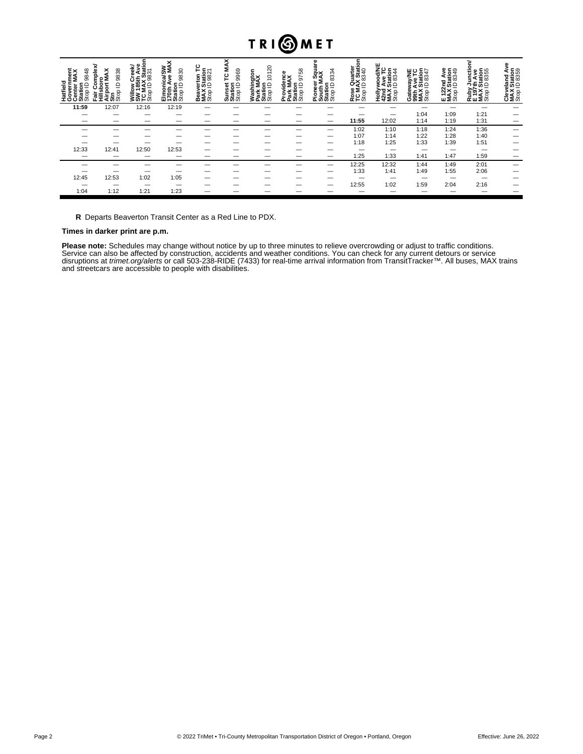| Hatfield Government Center MAX Station Stop ID 9848 | Fair Complex/ Hillsboro Airport MAX Stn Stop ID 9838 | Willow Creek/ SW 185th Ave TC MAX Station Stop ID 9831 | Elmonica/SW 170th Ave MAX Station Stop ID 9830 | Beaverton TC MAX Station Stop ID 9821 | Sunset TC MAX Station Stop ID 9969 | Washington Park MAX Station Stop ID 10120 | Providence Park MAX Station Stop ID 9758 | Pioneer Square South MAX Station Stop ID 8334 | Rose Quarter TC MAX Station Stop ID 8340 | Hollywood/NE 42nd Ave TC MAX Station Stop ID 8344 | Gateway/NE 99th Ave TC MAX Station Stop ID 8347 | E 122nd Ave MAX Station Stop ID 8349 | Ruby Junction/ E 197th Ave MAX Station Stop ID 8355 | Cleveland Ave MAX Station Stop ID 8359 |
|---|---|---|---|---|---|---|---|---|---|---|---|---|---|---|
| **11:59** | 12:07 | 12:16 | 12:19 | — | — | — | — | — | — | — | — | — | — | — |
| — | — | — | — | — | — | — | — | — | — | — | 1:04 | 1:09 | 1:21 | — |
| — | — | — | — | — | — | — | — | — | **11:55** | 12:02 | 1:14 | 1:19 | 1:31 | — |
| — | — | — | — | — | — | — | — | — | 1:02 | 1:10 | 1:18 | 1:24 | 1:36 | — |
| — | — | — | — | — | — | — | — | — | 1:07 | 1:14 | 1:22 | 1:28 | 1:40 | — |
| — | — | — | — | — | — | — | — | — | 1:18 | 1:25 | 1:33 | 1:39 | 1:51 | — |
| 12:33 | 12:41 | 12:50 | 12:53 | — | — | — | — | — | — | — | — | — | — | — |
| — | — | — | — | — | — | — | — | — | 1:25 | 1:33 | 1:41 | 1:47 | 1:59 | — |
| — | — | — | — | — | — | — | — | — | 12:25 | 12:32 | 1:44 | 1:49 | 2:01 | — |
| — | — | — | — | — | — | — | — | — | 1:33 | 1:41 | 1:49 | 1:55 | 2:06 | — |
| 12:45 | 12:53 | 1:02 | 1:05 | — | — | — | — | — | — | — | — | — | — | — |
| — | — | — | — | — | — | — | — | — | 12:55 | 1:02 | 1:59 | 2:04 | 2:16 | — |
| 1:04 | 1:12 | 1:21 | 1:23 | — | — | — | — | — | — | — | — | — | — | — |

**R** Departs Beaverton Transit Center as a Red Line to PDX.

**Times in darker print are p.m.**

**Please note:** Schedules may change without notice by up to three minutes to relieve overcrowding or adjust to traffic conditions. Service can also be affected by construction, accidents and weather conditions. You can check for any current detours or service disruptions at *trimet.org/alerts* or call 503-238-RIDE (7433) for real-time arrival information from TransitTracker™. All buses, MAX trains and streetcars are accessible to people with disabilities.

© 2022 TriMet • Tri-County Metropolitan Transportation District of Oregon • Portland, Oregon

Effective: June 26, 2022